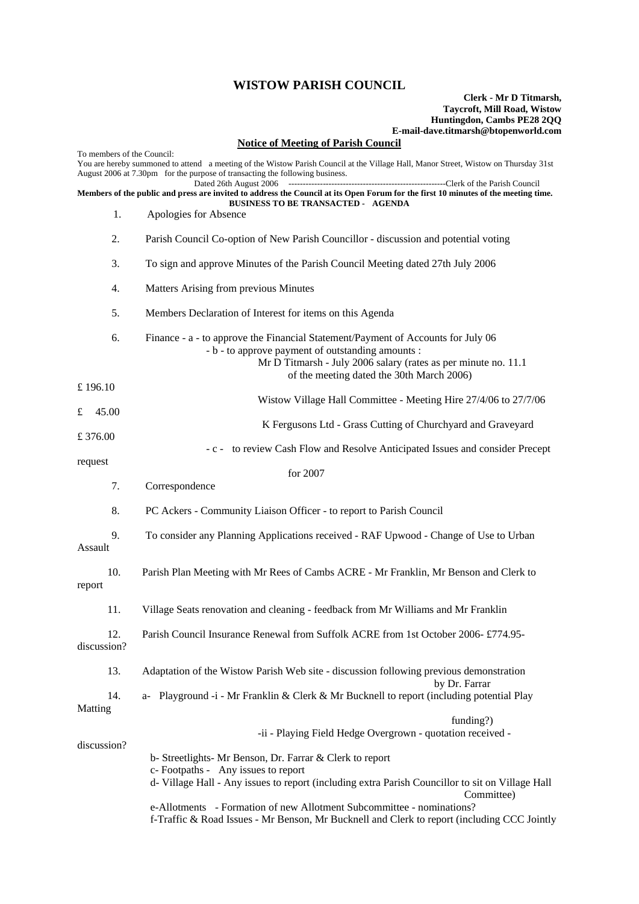# WISTOW PARISH COUNCIL

**Clerk - Mr D Titmarsh,**
**Taycroft, Mill Road, Wistow**
**Huntingdon, Cambs PE28 2QQ**
**E-mail-dave.titmarsh@btopenworld.com**

**Notice of Meeting of Parish Council**

To members of the Council:

You are hereby summoned to attend a meeting of the Wistow Parish Council at the Village Hall, Manor Street, Wistow on Thursday 31st August 2006 at 7.30pm for the purpose of transacting the following business.

Dated 26th August 2006 -------------------------------------------------------Clerk of the Parish Council

**Members of the public and press are invited to address the Council at its Open Forum for the first 10 minutes of the meeting time.**

**BUSINESS TO BE TRANSACTED - AGENDA**

1. Apologies for Absence

2. Parish Council Co-option of New Parish Councillor - discussion and potential voting

3. To sign and approve Minutes of the Parish Council Meeting dated 27th July 2006

4. Matters Arising from previous Minutes

5. Members Declaration of Interest for items on this Agenda

6. Finance - a - to approve the Financial Statement/Payment of Accounts for July 06
   - b - to approve payment of outstanding amounts :
     - Mr D Titmarsh - July 2006 salary (rates as per minute no. 11.1 of the meeting dated the 30th March 2006) £ 196.10
     - Wistow Village Hall Committee - Meeting Hire 27/4/06 to 27/7/06 £ 45.00
     - K Fergusons Ltd - Grass Cutting of Churchyard and Graveyard £ 376.00
   - c - to review Cash Flow and Resolve Anticipated Issues and consider Precept request for 2007

7. Correspondence

8. PC Ackers - Community Liaison Officer - to report to Parish Council

9. To consider any Planning Applications received - RAF Upwood - Change of Use to Urban Assault

10. Parish Plan Meeting with Mr Rees of Cambs ACRE - Mr Franklin, Mr Benson and Clerk to report

11. Village Seats renovation and cleaning - feedback from Mr Williams and Mr Franklin

12. Parish Council Insurance Renewal from Suffolk ACRE from 1st October 2006- £774.95- discussion?

13. Adaptation of the Wistow Parish Web site - discussion following previous demonstration by Dr. Farrar

14. a- Playground -i - Mr Franklin & Clerk & Mr Bucknell to report (including potential Play Matting funding?)
    -ii - Playing Field Hedge Overgrown - quotation received - discussion?
    
    b- Streetlights- Mr Benson, Dr. Farrar & Clerk to report
    
    c- Footpaths - Any issues to report
    
    d- Village Hall - Any issues to report (including extra Parish Councillor to sit on Village Hall Committee)
    
    e-Allotments - Formation of new Allotment Subcommittee - nominations?
    
    f-Traffic & Road Issues - Mr Benson, Mr Bucknell and Clerk to report (including CCC Jointly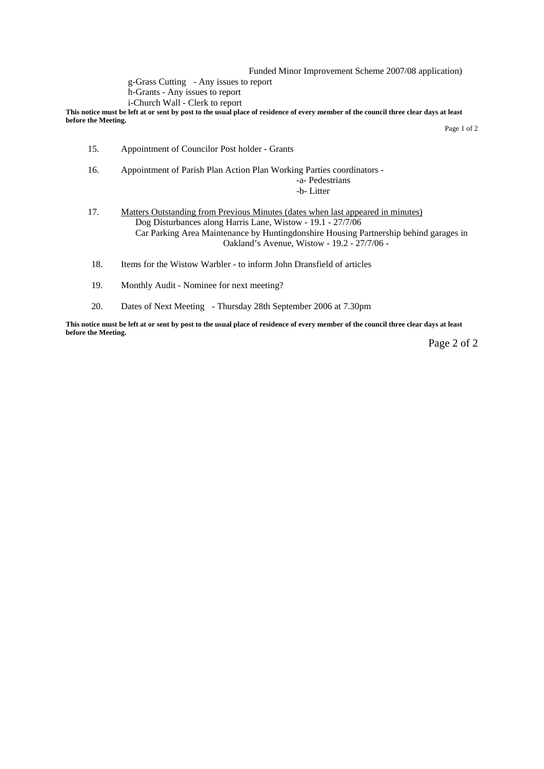Funded Minor Improvement Scheme 2007/08 application)

g-Grass Cutting - Any issues to report

h-Grants - Any issues to report

i-Church Wall - Clerk to report

**This notice must be left at or sent by post to the usual place of residence of every member of the council three clear days at least before the Meeting.**

15. Appointment of Councilor Post holder - Grants

16. Appointment of Parish Plan Action Plan Working Parties coordinators -
    - -a- Pedestrians
    - -b- Litter

17. Matters Outstanding from Previous Minutes (dates when last appeared in minutes)
    - Dog Disturbances along Harris Lane, Wistow - 19.1 - 27/7/06
    - Car Parking Area Maintenance by Huntingdonshire Housing Partnership behind garages in Oakland's Avenue, Wistow - 19.2 - 27/7/06 -

18. Items for the Wistow Warbler - to inform John Dransfield of articles

19. Monthly Audit - Nominee for next meeting?

20. Dates of Next Meeting - Thursday 28th September 2006 at 7.30pm

**This notice must be left at or sent by post to the usual place of residence of every member of the council three clear days at least before the Meeting.**